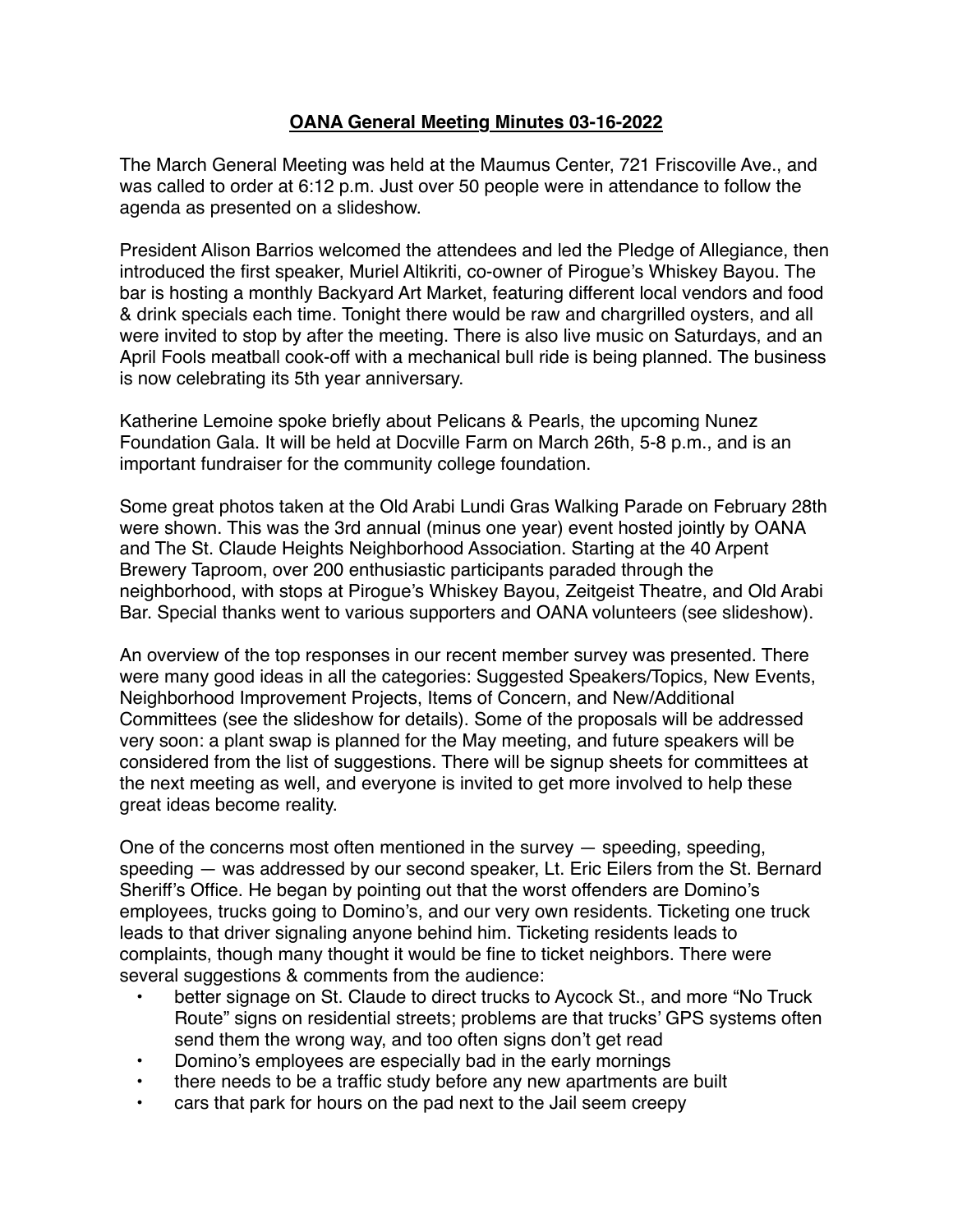# OANA General Meeting Minutes 03-16-2022

The March General Meeting was held at the Maumus Center, 721 Friscoville Ave., and was called to order at 6:12 p.m. Just over 50 people were in attendance to follow the agenda as presented on a slideshow.

President Alison Barrios welcomed the attendees and led the Pledge of Allegiance, then introduced the first speaker, Muriel Altikriti, co-owner of Pirogue's Whiskey Bayou. The bar is hosting a monthly Backyard Art Market, featuring different local vendors and food & drink specials each time. Tonight there would be raw and chargrilled oysters, and all were invited to stop by after the meeting. There is also live music on Saturdays, and an April Fools meatball cook-off with a mechanical bull ride is being planned. The business is now celebrating its 5th year anniversary.

Katherine Lemoine spoke briefly about Pelicans & Pearls, the upcoming Nunez Foundation Gala. It will be held at Docville Farm on March 26th, 5-8 p.m., and is an important fundraiser for the community college foundation.

Some great photos taken at the Old Arabi Lundi Gras Walking Parade on February 28th were shown. This was the 3rd annual (minus one year) event hosted jointly by OANA and The St. Claude Heights Neighborhood Association. Starting at the 40 Arpent Brewery Taproom, over 200 enthusiastic participants paraded through the neighborhood, with stops at Pirogue's Whiskey Bayou, Zeitgeist Theatre, and Old Arabi Bar. Special thanks went to various supporters and OANA volunteers (see slideshow).

An overview of the top responses in our recent member survey was presented. There were many good ideas in all the categories: Suggested Speakers/Topics, New Events, Neighborhood Improvement Projects, Items of Concern, and New/Additional Committees (see the slideshow for details). Some of the proposals will be addressed very soon: a plant swap is planned for the May meeting, and future speakers will be considered from the list of suggestions. There will be signup sheets for committees at the next meeting as well, and everyone is invited to get more involved to help these great ideas become reality.

One of the concerns most often mentioned in the survey — speeding, speeding, speeding — was addressed by our second speaker, Lt. Eric Eilers from the St. Bernard Sheriff's Office. He began by pointing out that the worst offenders are Domino's employees, trucks going to Domino's, and our very own residents. Ticketing one truck leads to that driver signaling anyone behind him. Ticketing residents leads to complaints, though many thought it would be fine to ticket neighbors. There were several suggestions & comments from the audience:

- better signage on St. Claude to direct trucks to Aycock St., and more "No Truck Route" signs on residential streets; problems are that trucks' GPS systems often send them the wrong way, and too often signs don't get read
- Domino's employees are especially bad in the early mornings
- there needs to be a traffic study before any new apartments are built
- cars that park for hours on the pad next to the Jail seem creepy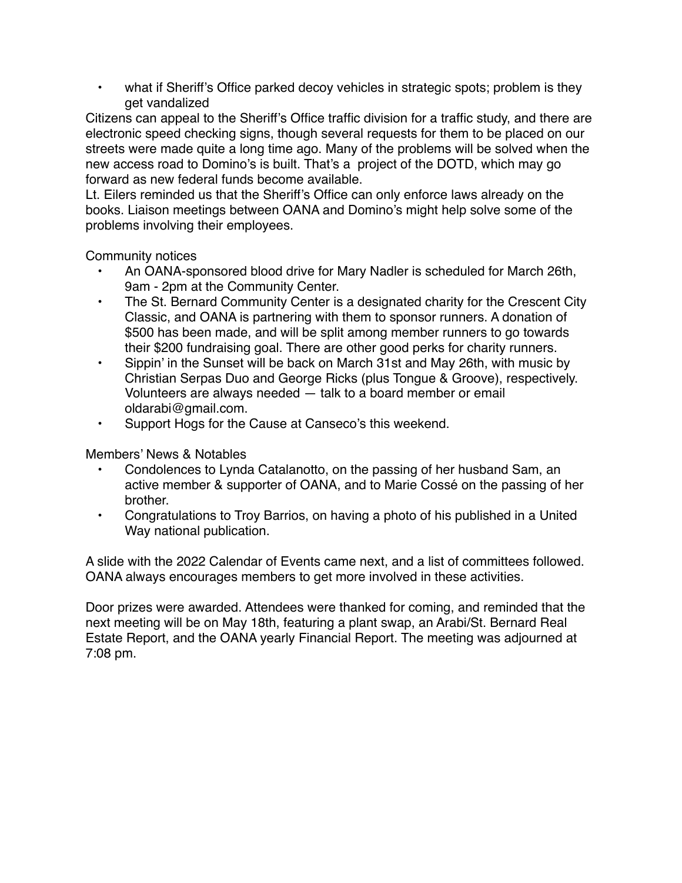- what if Sheriff's Office parked decoy vehicles in strategic spots; problem is they get vandalized

Citizens can appeal to the Sheriff's Office traffic division for a traffic study, and there are electronic speed checking signs, though several requests for them to be placed on our streets were made quite a long time ago. Many of the problems will be solved when the new access road to Domino's is built. That's a project of the DOTD, which may go forward as new federal funds become available.

Lt. Eilers reminded us that the Sheriff's Office can only enforce laws already on the books. Liaison meetings between OANA and Domino's might help solve some of the problems involving their employees.

Community notices

- An OANA-sponsored blood drive for Mary Nadler is scheduled for March 26th, 9am - 2pm at the Community Center.
- The St. Bernard Community Center is a designated charity for the Crescent City Classic, and OANA is partnering with them to sponsor runners. A donation of $500 has been made, and will be split among member runners to go towards their $200 fundraising goal. There are other good perks for charity runners.
- Sippin' in the Sunset will be back on March 31st and May 26th, with music by Christian Serpas Duo and George Ricks (plus Tongue & Groove), respectively. Volunteers are always needed — talk to a board member or email oldarabi@gmail.com.
- Support Hogs for the Cause at Canseco's this weekend.

Members' News & Notables

- Condolences to Lynda Catalanotto, on the passing of her husband Sam, an active member & supporter of OANA, and to Marie Cossé on the passing of her brother.
- Congratulations to Troy Barrios, on having a photo of his published in a United Way national publication.

A slide with the 2022 Calendar of Events came next, and a list of committees followed. OANA always encourages members to get more involved in these activities.

Door prizes were awarded. Attendees were thanked for coming, and reminded that the next meeting will be on May 18th, featuring a plant swap, an Arabi/St. Bernard Real Estate Report, and the OANA yearly Financial Report. The meeting was adjourned at 7:08 pm.